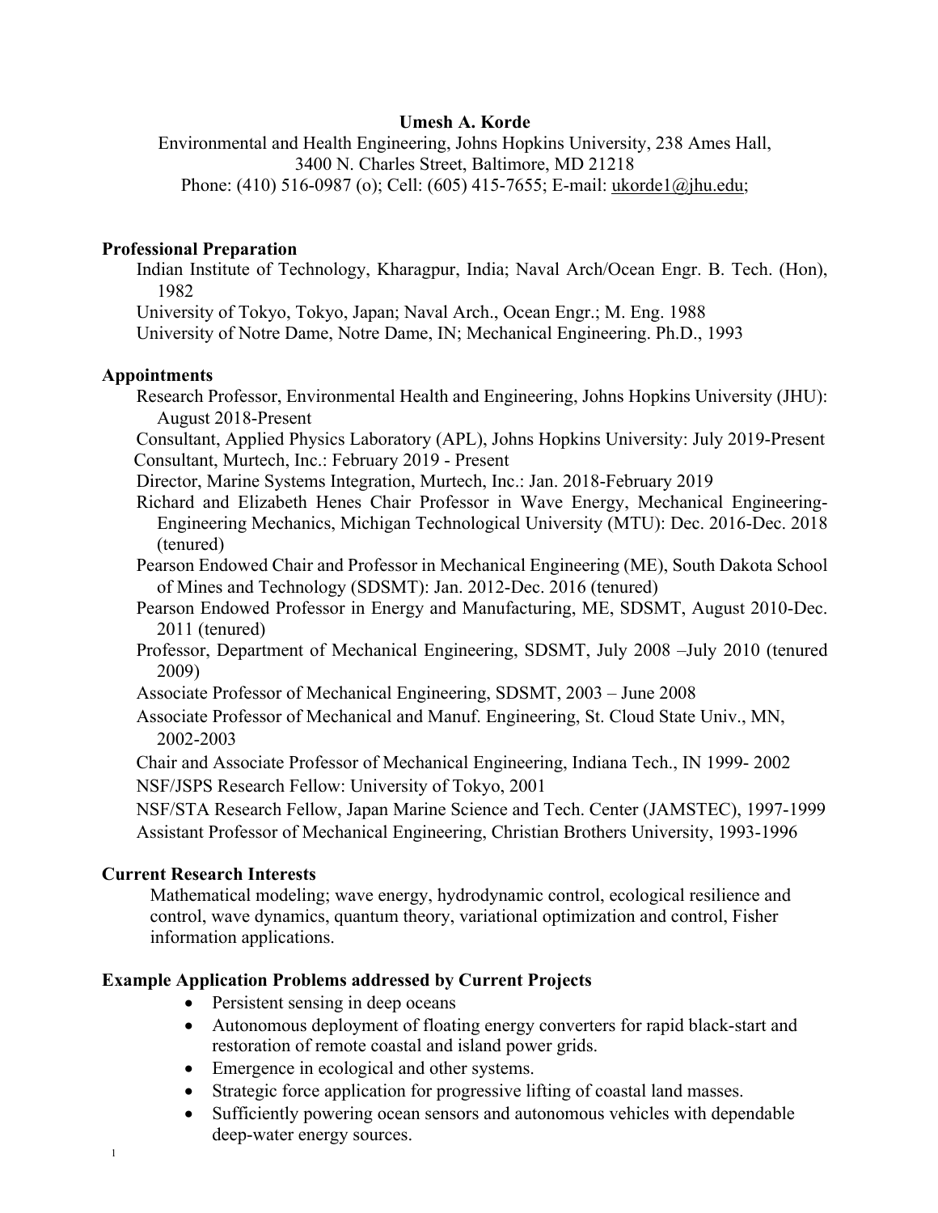**Umesh A. Korde**

Environmental and Health Engineering, Johns Hopkins University, 238 Ames Hall,
3400 N. Charles Street, Baltimore, MD 21218
Phone: (410) 516-0987 (o); Cell: (605) 415-7655; E-mail: ukorde1@jhu.edu;

## Professional Preparation

Indian Institute of Technology, Kharagpur, India; Naval Arch/Ocean Engr. B. Tech. (Hon), 1982
University of Tokyo, Tokyo, Japan; Naval Arch., Ocean Engr.; M. Eng. 1988
University of Notre Dame, Notre Dame, IN; Mechanical Engineering. Ph.D., 1993

## Appointments

Research Professor, Environmental Health and Engineering, Johns Hopkins University (JHU): August 2018-Present
Consultant, Applied Physics Laboratory (APL), Johns Hopkins University: July 2019-Present
Consultant, Murtech, Inc.: February 2019 - Present
Director, Marine Systems Integration, Murtech, Inc.: Jan. 2018-February 2019
Richard and Elizabeth Henes Chair Professor in Wave Energy, Mechanical Engineering-Engineering Mechanics, Michigan Technological University (MTU): Dec. 2016-Dec. 2018 (tenured)
Pearson Endowed Chair and Professor in Mechanical Engineering (ME), South Dakota School of Mines and Technology (SDSMT): Jan. 2012-Dec. 2016 (tenured)
Pearson Endowed Professor in Energy and Manufacturing, ME, SDSMT, August 2010-Dec. 2011 (tenured)
Professor, Department of Mechanical Engineering, SDSMT, July 2008 –July 2010 (tenured 2009)
Associate Professor of Mechanical Engineering, SDSMT, 2003 – June 2008
Associate Professor of Mechanical and Manuf. Engineering, St. Cloud State Univ., MN, 2002-2003
Chair and Associate Professor of Mechanical Engineering, Indiana Tech., IN 1999- 2002
NSF/JSPS Research Fellow: University of Tokyo, 2001
NSF/STA Research Fellow, Japan Marine Science and Tech. Center (JAMSTEC), 1997-1999
Assistant Professor of Mechanical Engineering, Christian Brothers University, 1993-1996

## Current Research Interests

Mathematical modeling; wave energy, hydrodynamic control, ecological resilience and control, wave dynamics, quantum theory, variational optimization and control, Fisher information applications.

## Example Application Problems addressed by Current Projects

- Persistent sensing in deep oceans
- Autonomous deployment of floating energy converters for rapid black-start and restoration of remote coastal and island power grids.
- Emergence in ecological and other systems.
- Strategic force application for progressive lifting of coastal land masses.
- Sufficiently powering ocean sensors and autonomous vehicles with dependable deep-water energy sources.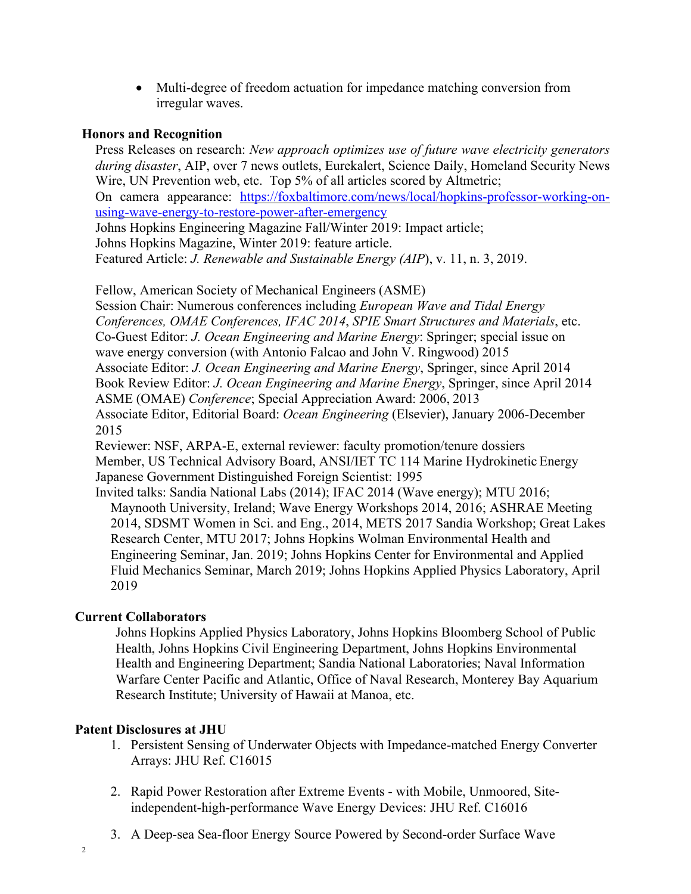- Multi-degree of freedom actuation for impedance matching conversion from irregular waves.

## Honors and Recognition

Press Releases on research: *New approach optimizes use of future wave electricity generators during disaster*, AIP, over 7 news outlets, Eurekalert, Science Daily, Homeland Security News Wire, UN Prevention web, etc. Top 5% of all articles scored by Altmetric;
On camera appearance: [https://foxbaltimore.com/news/local/hopkins-professor-working-on-using-wave-energy-to-restore-power-after-emergency](https://foxbaltimore.com/news/local/hopkins-professor-working-on-using-wave-energy-to-restore-power-after-emergency)
Johns Hopkins Engineering Magazine Fall/Winter 2019: Impact article;
Johns Hopkins Magazine, Winter 2019: feature article.
Featured Article: *J. Renewable and Sustainable Energy (AIP*), v. 11, n. 3, 2019.

Fellow, American Society of Mechanical Engineers (ASME)
Session Chair: Numerous conferences including *European Wave and Tidal Energy Conferences, OMAE Conferences, IFAC 2014*, *SPIE Smart Structures and Materials*, etc.
Co-Guest Editor: *J. Ocean Engineering and Marine Energy*: Springer; special issue on wave energy conversion (with Antonio Falcao and John V. Ringwood) 2015
Associate Editor: *J. Ocean Engineering and Marine Energy*, Springer, since April 2014
Book Review Editor: *J. Ocean Engineering and Marine Energy*, Springer, since April 2014
ASME (OMAE) *Conference*; Special Appreciation Award: 2006, 2013
Associate Editor, Editorial Board: *Ocean Engineering* (Elsevier), January 2006-December 2015
Reviewer: NSF, ARPA-E, external reviewer: faculty promotion/tenure dossiers
Member, US Technical Advisory Board, ANSI/IET TC 114 Marine Hydrokinetic Energy
Japanese Government Distinguished Foreign Scientist: 1995
Invited talks: Sandia National Labs (2014); IFAC 2014 (Wave energy); MTU 2016; Maynooth University, Ireland; Wave Energy Workshops 2014, 2016; ASHRAE Meeting 2014, SDSMT Women in Sci. and Eng., 2014, METS 2017 Sandia Workshop; Great Lakes Research Center, MTU 2017; Johns Hopkins Wolman Environmental Health and Engineering Seminar, Jan. 2019; Johns Hopkins Center for Environmental and Applied Fluid Mechanics Seminar, March 2019; Johns Hopkins Applied Physics Laboratory, April 2019

## Current Collaborators

Johns Hopkins Applied Physics Laboratory, Johns Hopkins Bloomberg School of Public Health, Johns Hopkins Civil Engineering Department, Johns Hopkins Environmental Health and Engineering Department; Sandia National Laboratories; Naval Information Warfare Center Pacific and Atlantic, Office of Naval Research, Monterey Bay Aquarium Research Institute; University of Hawaii at Manoa, etc.

## Patent Disclosures at JHU

1. Persistent Sensing of Underwater Objects with Impedance-matched Energy Converter Arrays: JHU Ref. C16015

2. Rapid Power Restoration after Extreme Events - with Mobile, Unmoored, Site-independent-high-performance Wave Energy Devices: JHU Ref. C16016

3. A Deep-sea Sea-floor Energy Source Powered by Second-order Surface Wave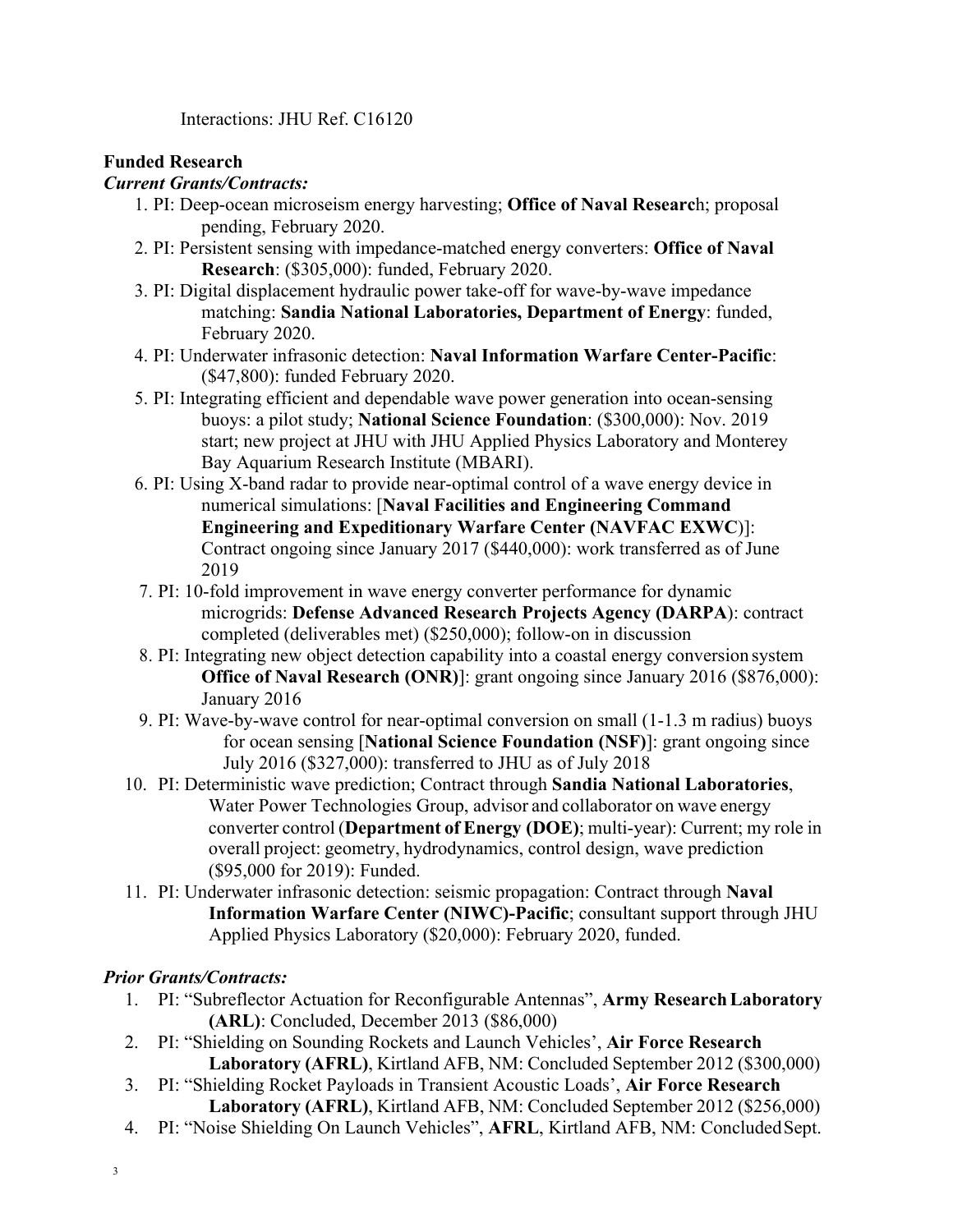Interactions: JHU Ref. C16120

**Funded Research**

***Current Grants/Contracts:***

1. PI: Deep-ocean microseism energy harvesting; **Office of Naval Researc**h; proposal pending, February 2020.
2. PI: Persistent sensing with impedance-matched energy converters: **Office of Naval Research**: ($305,000): funded, February 2020.
3. PI: Digital displacement hydraulic power take-off for wave-by-wave impedance matching: **Sandia National Laboratories, Department of Energy**: funded, February 2020.
4. PI: Underwater infrasonic detection: **Naval Information Warfare Center-Pacific**: ($47,800): funded February 2020.
5. PI: Integrating efficient and dependable wave power generation into ocean-sensing buoys: a pilot study; **National Science Foundation**: ($300,000): Nov. 2019 start; new project at JHU with JHU Applied Physics Laboratory and Monterey Bay Aquarium Research Institute (MBARI).
6. PI: Using X-band radar to provide near-optimal control of a wave energy device in numerical simulations: [**Naval Facilities and Engineering Command Engineering and Expeditionary Warfare Center (NAVFAC EXWC)**]: Contract ongoing since January 2017 ($440,000): work transferred as of June 2019
7. PI: 10-fold improvement in wave energy converter performance for dynamic microgrids: **Defense Advanced Research Projects Agency (DARPA)**: contract completed (deliverables met) ($250,000); follow-on in discussion
8. PI: Integrating new object detection capability into a coastal energy conversion system **Office of Naval Research (ONR)**]: grant ongoing since January 2016 ($876,000): January 2016
9. PI: Wave-by-wave control for near-optimal conversion on small (1-1.3 m radius) buoys for ocean sensing [**National Science Foundation (NSF)**]: grant ongoing since July 2016 ($327,000): transferred to JHU as of July 2018
10. PI: Deterministic wave prediction; Contract through **Sandia National Laboratories**, Water Power Technologies Group, advisor and collaborator on wave energy converter control (**Department of Energy (DOE)**; multi-year): Current; my role in overall project: geometry, hydrodynamics, control design, wave prediction ($95,000 for 2019): Funded.
11. PI: Underwater infrasonic detection: seismic propagation: Contract through **Naval Information Warfare Center (NIWC)-Pacific**; consultant support through JHU Applied Physics Laboratory ($20,000): February 2020, funded.

***Prior Grants/Contracts:***

1. PI: "Subreflector Actuation for Reconfigurable Antennas", **Army Research Laboratory (ARL)**: Concluded, December 2013 ($86,000)
2. PI: "Shielding on Sounding Rockets and Launch Vehicles', **Air Force Research Laboratory (AFRL)**, Kirtland AFB, NM: Concluded September 2012 ($300,000)
3. PI: "Shielding Rocket Payloads in Transient Acoustic Loads', **Air Force Research Laboratory (AFRL)**, Kirtland AFB, NM: Concluded September 2012 ($256,000)
4. PI: "Noise Shielding On Launch Vehicles", **AFRL**, Kirtland AFB, NM: Concluded Sept.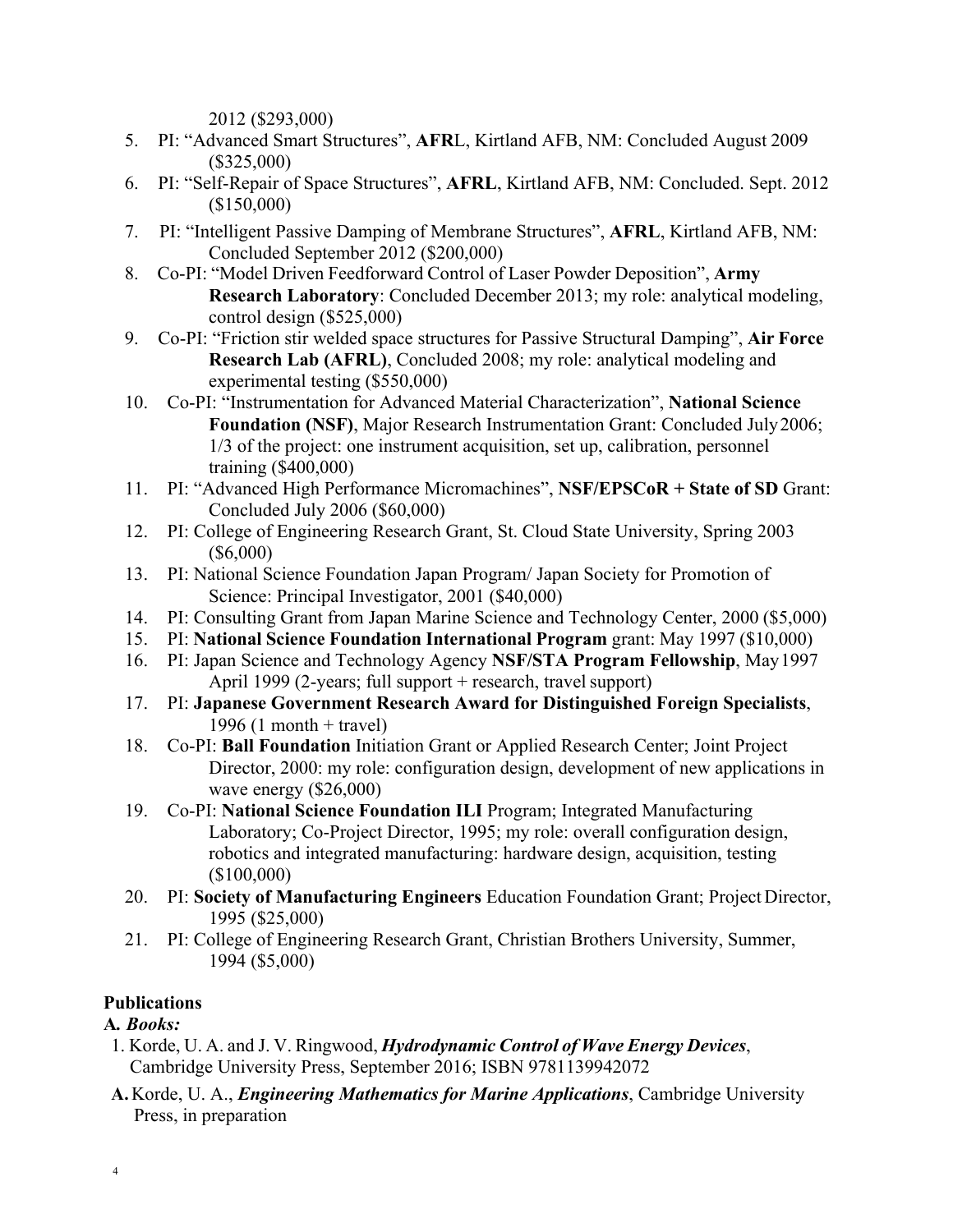2012 ($293,000)

5. PI: "Advanced Smart Structures", **AFR**L, Kirtland AFB, NM: Concluded August 2009 ($325,000)
6. PI: "Self-Repair of Space Structures", **AFRL**, Kirtland AFB, NM: Concluded. Sept. 2012 ($150,000)
7. PI: "Intelligent Passive Damping of Membrane Structures", **AFRL**, Kirtland AFB, NM: Concluded September 2012 ($200,000)
8. Co-PI: "Model Driven Feedforward Control of Laser Powder Deposition", **Army Research Laboratory**: Concluded December 2013; my role: analytical modeling, control design ($525,000)
9. Co-PI: "Friction stir welded space structures for Passive Structural Damping", **Air Force Research Lab (AFRL)**, Concluded 2008; my role: analytical modeling and experimental testing ($550,000)
10. Co-PI: "Instrumentation for Advanced Material Characterization", **National Science Foundation (NSF)**, Major Research Instrumentation Grant: Concluded July 2006; 1/3 of the project: one instrument acquisition, set up, calibration, personnel training ($400,000)
11. PI: "Advanced High Performance Micromachines", **NSF/EPSCoR + State of SD** Grant: Concluded July 2006 ($60,000)
12. PI: College of Engineering Research Grant, St. Cloud State University, Spring 2003 ($6,000)
13. PI: National Science Foundation Japan Program/ Japan Society for Promotion of Science: Principal Investigator, 2001 ($40,000)
14. PI: Consulting Grant from Japan Marine Science and Technology Center, 2000 ($5,000)
15. PI: **National Science Foundation International Program** grant: May 1997 ($10,000)
16. PI: Japan Science and Technology Agency **NSF/STA Program Fellowship**, May 1997 April 1999 (2-years; full support + research, travel support)
17. PI: **Japanese Government Research Award for Distinguished Foreign Specialists**, 1996 (1 month + travel)
18. Co-PI: **Ball Foundation** Initiation Grant or Applied Research Center; Joint Project Director, 2000: my role: configuration design, development of new applications in wave energy ($26,000)
19. Co-PI: **National Science Foundation ILI** Program; Integrated Manufacturing Laboratory; Co-Project Director, 1995; my role: overall configuration design, robotics and integrated manufacturing: hardware design, acquisition, testing ($100,000)
20. PI: **Society of Manufacturing Engineers** Education Foundation Grant; Project Director, 1995 ($25,000)
21. PI: College of Engineering Research Grant, Christian Brothers University, Summer, 1994 ($5,000)

## Publications

**A. *Books:***

1. Korde, U. A. and J. V. Ringwood, ***Hydrodynamic Control of Wave Energy Devices***, Cambridge University Press, September 2016; ISBN 9781139942072

**A.** Korde, U. A., ***Engineering Mathematics for Marine Applications***, Cambridge University Press, in preparation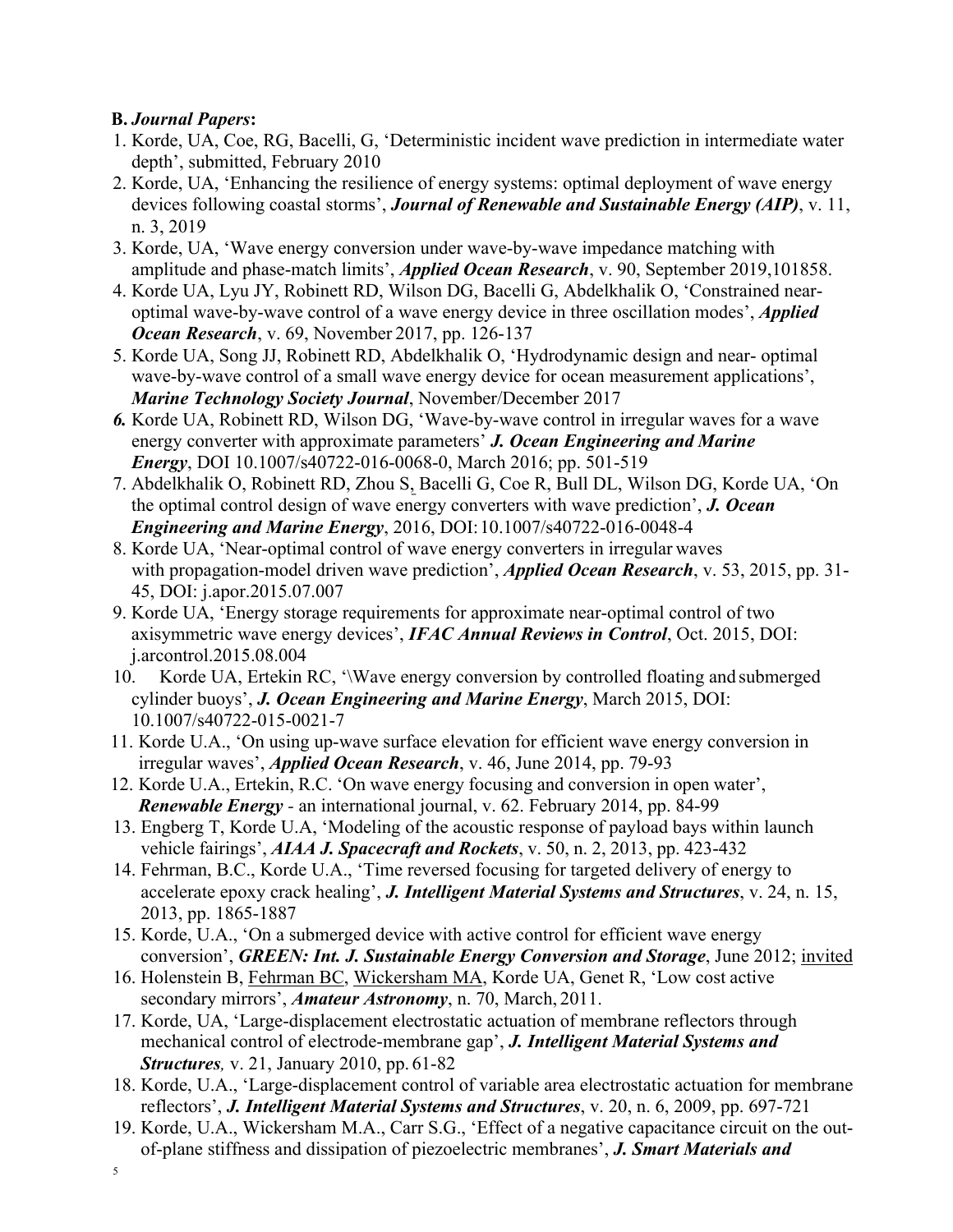**B.** ***Journal Papers*****:**

1. Korde, UA, Coe, RG, Bacelli, G, 'Deterministic incident wave prediction in intermediate water depth', submitted, February 2010
2. Korde, UA, 'Enhancing the resilience of energy systems: optimal deployment of wave energy devices following coastal storms', ***Journal of Renewable and Sustainable Energy (AIP)***, v. 11, n. 3, 2019
3. Korde, UA, 'Wave energy conversion under wave-by-wave impedance matching with amplitude and phase-match limits', ***Applied Ocean Research***, v. 90, September 2019,101858.
4. Korde UA, Lyu JY, Robinett RD, Wilson DG, Bacelli G, Abdelkhalik O, 'Constrained near-optimal wave-by-wave control of a wave energy device in three oscillation modes', ***Applied Ocean Research***, v. 69, November 2017, pp. 126-137
5. Korde UA, Song JJ, Robinett RD, Abdelkhalik O, 'Hydrodynamic design and near- optimal wave-by-wave control of a small wave energy device for ocean measurement applications', ***Marine Technology Society Journal***, November/December 2017
6. Korde UA, Robinett RD, Wilson DG, 'Wave-by-wave control in irregular waves for a wave energy converter with approximate parameters' ***J. Ocean Engineering and Marine Energy***, DOI 10.1007/s40722-016-0068-0, March 2016; pp. 501-519
7. Abdelkhalik O, Robinett RD, Zhou S, Bacelli G, Coe R, Bull DL, Wilson DG, Korde UA, 'On the optimal control design of wave energy converters with wave prediction', ***J. Ocean Engineering and Marine Energy***, 2016, DOI: 10.1007/s40722-016-0048-4
8. Korde UA, 'Near-optimal control of wave energy converters in irregular waves with propagation-model driven wave prediction', ***Applied Ocean Research***, v. 53, 2015, pp. 31-45, DOI: j.apor.2015.07.007
9. Korde UA, 'Energy storage requirements for approximate near-optimal control of two axisymmetric wave energy devices', ***IFAC Annual Reviews in Control***, Oct. 2015, DOI: j.arcontrol.2015.08.004
10. Korde UA, Ertekin RC, '\Wave energy conversion by controlled floating and submerged cylinder buoys', ***J. Ocean Engineering and Marine Energy***, March 2015, DOI: 10.1007/s40722-015-0021-7
11. Korde U.A., 'On using up-wave surface elevation for efficient wave energy conversion in irregular waves', ***Applied Ocean Research***, v. 46, June 2014, pp. 79-93
12. Korde U.A., Ertekin, R.C. 'On wave energy focusing and conversion in open water', ***Renewable Energy*** - an international journal, v. 62. February 2014, pp. 84-99
13. Engberg T, Korde U.A, 'Modeling of the acoustic response of payload bays within launch vehicle fairings', ***AIAA J. Spacecraft and Rockets***, v. 50, n. 2, 2013, pp. 423-432
14. Fehrman, B.C., Korde U.A., 'Time reversed focusing for targeted delivery of energy to accelerate epoxy crack healing', ***J. Intelligent Material Systems and Structures***, v. 24, n. 15, 2013, pp. 1865-1887
15. Korde, U.A., 'On a submerged device with active control for efficient wave energy conversion', ***GREEN: Int. J. Sustainable Energy Conversion and Storage***, June 2012; invited
16. Holenstein B, Fehrman BC, Wickersham MA, Korde UA, Genet R, 'Low cost active secondary mirrors', ***Amateur Astronomy***, n. 70, March, 2011.
17. Korde, UA, 'Large-displacement electrostatic actuation of membrane reflectors through mechanical control of electrode-membrane gap', ***J. Intelligent Material Systems and Structures,*** v. 21, January 2010, pp. 61-82
18. Korde, U.A., 'Large-displacement control of variable area electrostatic actuation for membrane reflectors', ***J. Intelligent Material Systems and Structures***, v. 20, n. 6, 2009, pp. 697-721
19. Korde, U.A., Wickersham M.A., Carr S.G., 'Effect of a negative capacitance circuit on the out-of-plane stiffness and dissipation of piezoelectric membranes', ***J. Smart Materials and***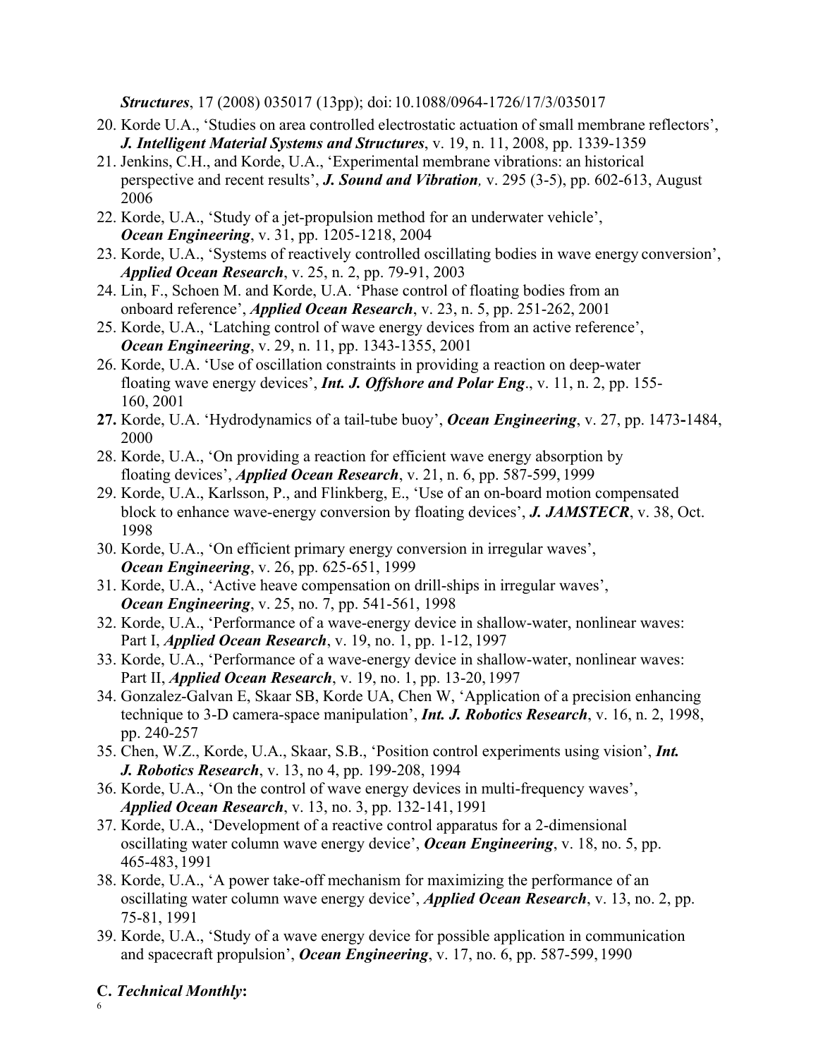***Structures***, 17 (2008) 035017 (13pp); doi:10.1088/0964-1726/17/3/035017

20. Korde U.A., 'Studies on area controlled electrostatic actuation of small membrane reflectors', ***J. Intelligent Material Systems and Structures***, v. 19, n. 11, 2008, pp. 1339-1359
21. Jenkins, C.H., and Korde, U.A., 'Experimental membrane vibrations: an historical perspective and recent results', ***J. Sound and Vibration,*** v. 295 (3-5), pp. 602-613, August 2006
22. Korde, U.A., 'Study of a jet-propulsion method for an underwater vehicle', ***Ocean Engineering***, v. 31, pp. 1205-1218, 2004
23. Korde, U.A., 'Systems of reactively controlled oscillating bodies in wave energy conversion', ***Applied Ocean Research***, v. 25, n. 2, pp. 79-91, 2003
24. Lin, F., Schoen M. and Korde, U.A. 'Phase control of floating bodies from an onboard reference', ***Applied Ocean Research***, v. 23, n. 5, pp. 251-262, 2001
25. Korde, U.A., 'Latching control of wave energy devices from an active reference', ***Ocean Engineering***, v. 29, n. 11, pp. 1343-1355, 2001
26. Korde, U.A. 'Use of oscillation constraints in providing a reaction on deep-water floating wave energy devices', ***Int. J. Offshore and Polar Eng***., v. 11, n. 2, pp. 155-160, 2001
27. Korde, U.A. 'Hydrodynamics of a tail-tube buoy', ***Ocean Engineering***, v. 27, pp. 1473-1484, 2000
28. Korde, U.A., 'On providing a reaction for efficient wave energy absorption by floating devices', ***Applied Ocean Research***, v. 21, n. 6, pp. 587-599, 1999
29. Korde, U.A., Karlsson, P., and Flinkberg, E., 'Use of an on-board motion compensated block to enhance wave-energy conversion by floating devices', ***J. JAMSTECR***, v. 38, Oct. 1998
30. Korde, U.A., 'On efficient primary energy conversion in irregular waves', ***Ocean Engineering***, v. 26, pp. 625-651, 1999
31. Korde, U.A., 'Active heave compensation on drill-ships in irregular waves', ***Ocean Engineering***, v. 25, no. 7, pp. 541-561, 1998
32. Korde, U.A., 'Performance of a wave-energy device in shallow-water, nonlinear waves: Part I, ***Applied Ocean Research***, v. 19, no. 1, pp. 1-12, 1997
33. Korde, U.A., 'Performance of a wave-energy device in shallow-water, nonlinear waves: Part II, ***Applied Ocean Research***, v. 19, no. 1, pp. 13-20, 1997
34. Gonzalez-Galvan E, Skaar SB, Korde UA, Chen W, 'Application of a precision enhancing technique to 3-D camera-space manipulation', ***Int. J. Robotics Research***, v. 16, n. 2, 1998, pp. 240-257
35. Chen, W.Z., Korde, U.A., Skaar, S.B., 'Position control experiments using vision', ***Int. J. Robotics Research***, v. 13, no 4, pp. 199-208, 1994
36. Korde, U.A., 'On the control of wave energy devices in multi-frequency waves', ***Applied Ocean Research***, v. 13, no. 3, pp. 132-141, 1991
37. Korde, U.A., 'Development of a reactive control apparatus for a 2-dimensional oscillating water column wave energy device', ***Ocean Engineering***, v. 18, no. 5, pp. 465-483, 1991
38. Korde, U.A., 'A power take-off mechanism for maximizing the performance of an oscillating water column wave energy device', ***Applied Ocean Research***, v. 13, no. 2, pp. 75-81, 1991
39. Korde, U.A., 'Study of a wave energy device for possible application in communication and spacecraft propulsion', ***Ocean Engineering***, v. 17, no. 6, pp. 587-599, 1990

**C. *Technical Monthly*:**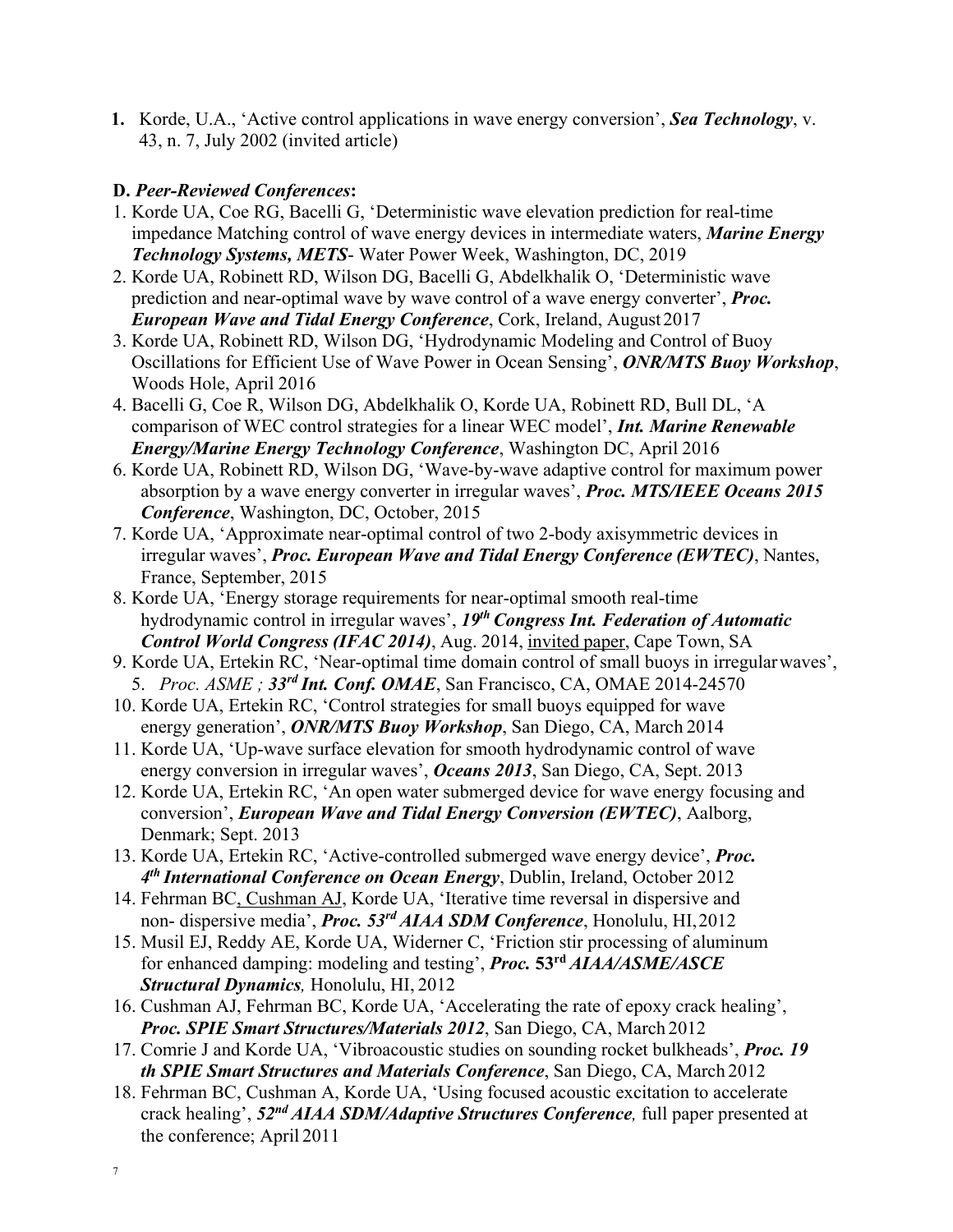1. Korde, U.A., 'Active control applications in wave energy conversion', ***Sea Technology***, v. 43, n. 7, July 2002 (invited article)

**D.** ***Peer-Reviewed Conferences*:**

1. Korde UA, Coe RG, Bacelli G, 'Deterministic wave elevation prediction for real-time impedance Matching control of wave energy devices in intermediate waters, ***Marine Energy Technology Systems, METS***- Water Power Week, Washington, DC, 2019
2. Korde UA, Robinett RD, Wilson DG, Bacelli G, Abdelkhalik O, 'Deterministic wave prediction and near-optimal wave by wave control of a wave energy converter', ***Proc. European Wave and Tidal Energy Conference***, Cork, Ireland, August 2017
3. Korde UA, Robinett RD, Wilson DG, 'Hydrodynamic Modeling and Control of Buoy Oscillations for Efficient Use of Wave Power in Ocean Sensing', ***ONR/MTS Buoy Workshop***, Woods Hole, April 2016
4. Bacelli G, Coe R, Wilson DG, Abdelkhalik O, Korde UA, Robinett RD, Bull DL, 'A comparison of WEC control strategies for a linear WEC model', ***Int. Marine Renewable Energy/Marine Energy Technology Conference***, Washington DC, April 2016
6. Korde UA, Robinett RD, Wilson DG, 'Wave-by-wave adaptive control for maximum power absorption by a wave energy converter in irregular waves', ***Proc. MTS/IEEE Oceans 2015 Conference***, Washington, DC, October, 2015
7. Korde UA, 'Approximate near-optimal control of two 2-body axisymmetric devices in irregular waves', ***Proc. European Wave and Tidal Energy Conference (EWTEC)***, Nantes, France, September, 2015
8. Korde UA, 'Energy storage requirements for near-optimal smooth real-time hydrodynamic control in irregular waves', ***19th Congress Int. Federation of Automatic Control World Congress (IFAC 2014)***, Aug. 2014, invited paper, Cape Town, SA
9. Korde UA, Ertekin RC, 'Near-optimal time domain control of small buoys in irregular waves', 5. *Proc. ASME ;* ***33rd Int. Conf. OMAE***, San Francisco, CA, OMAE 2014-24570
10. Korde UA, Ertekin RC, 'Control strategies for small buoys equipped for wave energy generation', ***ONR/MTS Buoy Workshop***, San Diego, CA, March 2014
11. Korde UA, 'Up-wave surface elevation for smooth hydrodynamic control of wave energy conversion in irregular waves', ***Oceans 2013***, San Diego, CA, Sept. 2013
12. Korde UA, Ertekin RC, 'An open water submerged device for wave energy focusing and conversion', ***European Wave and Tidal Energy Conversion (EWTEC)***, Aalborg, Denmark; Sept. 2013
13. Korde UA, Ertekin RC, 'Active-controlled submerged wave energy device', ***Proc. 4th International Conference on Ocean Energy***, Dublin, Ireland, October 2012
14. Fehrman BC, Cushman AJ, Korde UA, 'Iterative time reversal in dispersive and non- dispersive media', ***Proc. 53rd AIAA SDM Conference***, Honolulu, HI, 2012
15. Musil EJ, Reddy AE, Korde UA, Widerner C, 'Friction stir processing of aluminum for enhanced damping: modeling and testing', ***Proc. 53rd AIAA/ASME/ASCE Structural Dynamics,*** Honolulu, HI, 2012
16. Cushman AJ, Fehrman BC, Korde UA, 'Accelerating the rate of epoxy crack healing', ***Proc. SPIE Smart Structures/Materials 2012***, San Diego, CA, March 2012
17. Comrie J and Korde UA, 'Vibroacoustic studies on sounding rocket bulkheads', ***Proc. 19 th SPIE Smart Structures and Materials Conference***, San Diego, CA, March 2012
18. Fehrman BC, Cushman A, Korde UA, 'Using focused acoustic excitation to accelerate crack healing', ***52nd AIAA SDM/Adaptive Structures Conference,*** full paper presented at the conference; April 2011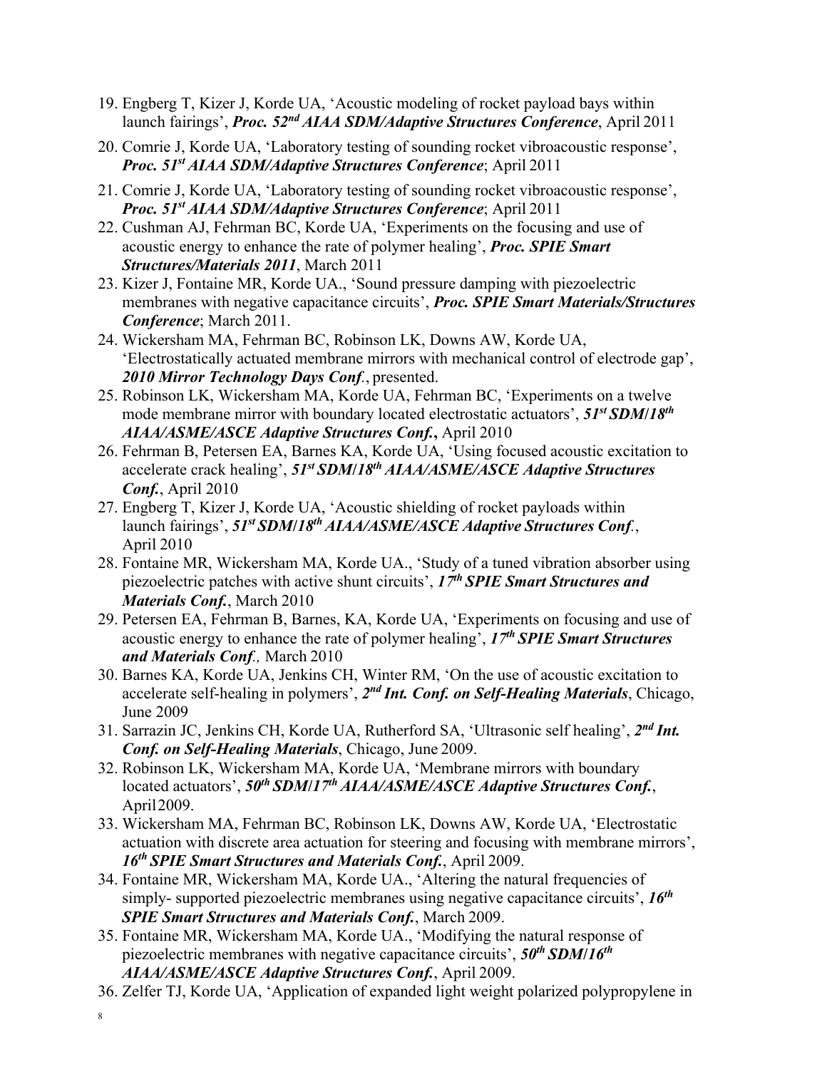19. Engberg T, Kizer J, Korde UA, 'Acoustic modeling of rocket payload bays within launch fairings', ***Proc. 52nd AIAA SDM/Adaptive Structures Conference***, April 2011
20. Comrie J, Korde UA, 'Laboratory testing of sounding rocket vibroacoustic response', ***Proc. 51st AIAA SDM/Adaptive Structures Conference***; April 2011
21. Comrie J, Korde UA, 'Laboratory testing of sounding rocket vibroacoustic response', ***Proc. 51st AIAA SDM/Adaptive Structures Conference***; April 2011
22. Cushman AJ, Fehrman BC, Korde UA, 'Experiments on the focusing and use of acoustic energy to enhance the rate of polymer healing', ***Proc. SPIE Smart Structures/Materials 2011***, March 2011
23. Kizer J, Fontaine MR, Korde UA., 'Sound pressure damping with piezoelectric membranes with negative capacitance circuits', ***Proc. SPIE Smart Materials/Structures Conference***; March 2011.
24. Wickersham MA, Fehrman BC, Robinson LK, Downs AW, Korde UA, 'Electrostatically actuated membrane mirrors with mechanical control of electrode gap', ***2010 Mirror Technology Days Conf.***, presented.
25. Robinson LK, Wickersham MA, Korde UA, Fehrman BC, 'Experiments on a twelve mode membrane mirror with boundary located electrostatic actuators', ***51st SDM/18th AIAA/ASME/ASCE Adaptive Structures Conf.***, April 2010
26. Fehrman B, Petersen EA, Barnes KA, Korde UA, 'Using focused acoustic excitation to accelerate crack healing', ***51st SDM/18th AIAA/ASME/ASCE Adaptive Structures Conf.***, April 2010
27. Engberg T, Kizer J, Korde UA, 'Acoustic shielding of rocket payloads within launch fairings', ***51st SDM/18th AIAA/ASME/ASCE Adaptive Structures Conf.***, April 2010
28. Fontaine MR, Wickersham MA, Korde UA., 'Study of a tuned vibration absorber using piezoelectric patches with active shunt circuits', ***17th SPIE Smart Structures and Materials Conf.***, March 2010
29. Petersen EA, Fehrman B, Barnes, KA, Korde UA, 'Experiments on focusing and use of acoustic energy to enhance the rate of polymer healing', ***17th SPIE Smart Structures and Materials Conf.,*** March 2010
30. Barnes KA, Korde UA, Jenkins CH, Winter RM, 'On the use of acoustic excitation to accelerate self-healing in polymers', ***2nd Int. Conf. on Self-Healing Materials***, Chicago, June 2009
31. Sarrazin JC, Jenkins CH, Korde UA, Rutherford SA, 'Ultrasonic self healing', ***2nd Int. Conf. on Self-Healing Materials***, Chicago, June 2009.
32. Robinson LK, Wickersham MA, Korde UA, 'Membrane mirrors with boundary located actuators', ***50th SDM/17th AIAA/ASME/ASCE Adaptive Structures Conf.***, April 2009.
33. Wickersham MA, Fehrman BC, Robinson LK, Downs AW, Korde UA, 'Electrostatic actuation with discrete area actuation for steering and focusing with membrane mirrors', ***16th SPIE Smart Structures and Materials Conf.***, April 2009.
34. Fontaine MR, Wickersham MA, Korde UA., 'Altering the natural frequencies of simply- supported piezoelectric membranes using negative capacitance circuits', ***16th SPIE Smart Structures and Materials Conf.***, March 2009.
35. Fontaine MR, Wickersham MA, Korde UA., 'Modifying the natural response of piezoelectric membranes with negative capacitance circuits', ***50th SDM/16th AIAA/ASME/ASCE Adaptive Structures Conf.***, April 2009.
36. Zelfer TJ, Korde UA, 'Application of expanded light weight polarized polypropylene in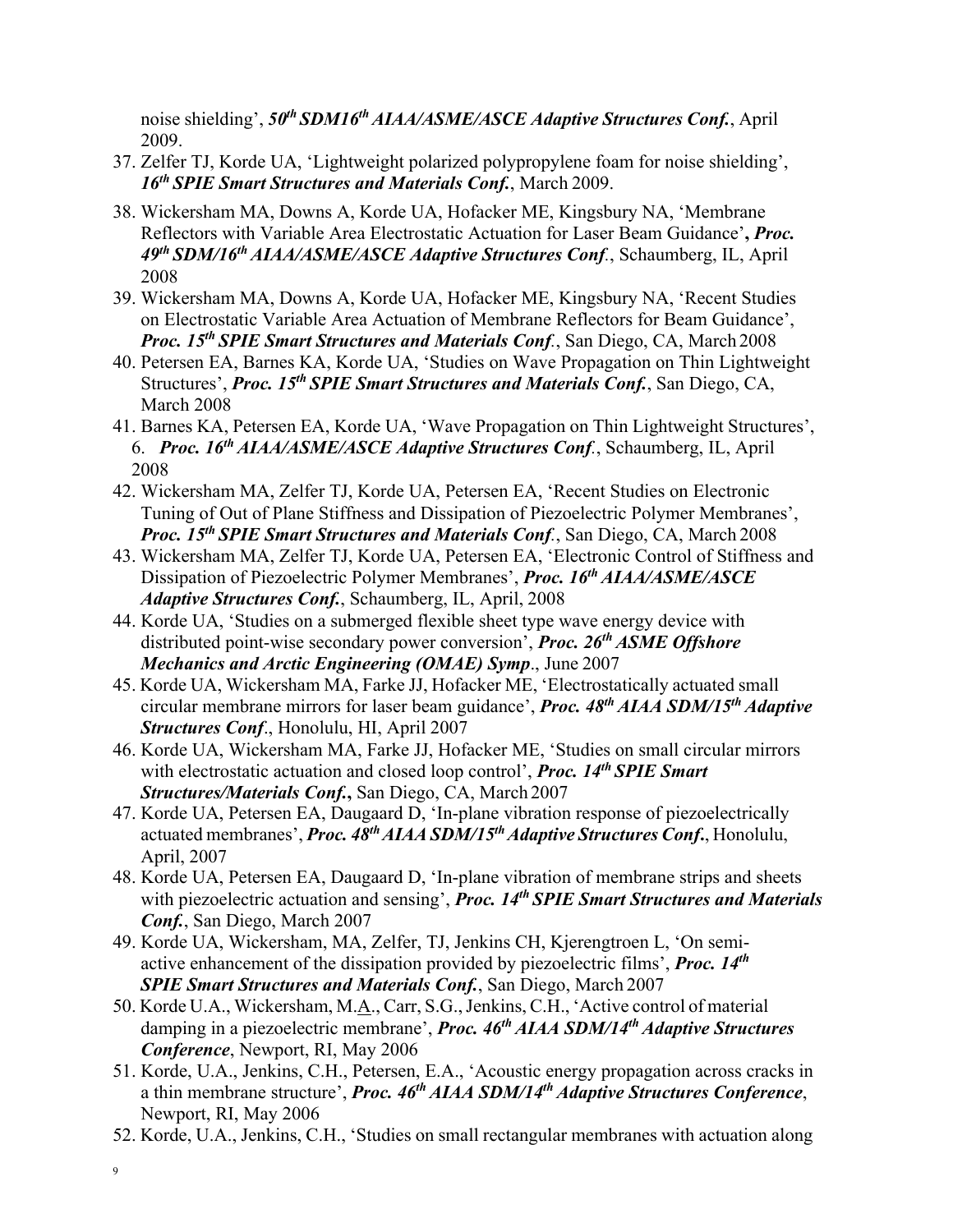noise shielding', ***50$^{th}$ SDM16$^{th}$ AIAA/ASME/ASCE Adaptive Structures Conf.***, April 2009.

37. Zelfer TJ, Korde UA, 'Lightweight polarized polypropylene foam for noise shielding', ***16$^{th}$ SPIE Smart Structures and Materials Conf.***, March 2009.
38. Wickersham MA, Downs A, Korde UA, Hofacker ME, Kingsbury NA, 'Membrane Reflectors with Variable Area Electrostatic Actuation for Laser Beam Guidance'**,** ***Proc. 49$^{th}$ SDM/16$^{th}$ AIAA/ASME/ASCE Adaptive Structures Conf***., Schaumberg, IL, April 2008
39. Wickersham MA, Downs A, Korde UA, Hofacker ME, Kingsbury NA, 'Recent Studies on Electrostatic Variable Area Actuation of Membrane Reflectors for Beam Guidance', ***Proc. 15$^{th}$ SPIE Smart Structures and Materials Conf***., San Diego, CA, March 2008
40. Petersen EA, Barnes KA, Korde UA, 'Studies on Wave Propagation on Thin Lightweight Structures', ***Proc. 15$^{th}$ SPIE Smart Structures and Materials Conf.***, San Diego, CA, March 2008
41. Barnes KA, Petersen EA, Korde UA, 'Wave Propagation on Thin Lightweight Structures', 6. ***Proc. 16$^{th}$ AIAA/ASME/ASCE Adaptive Structures Conf***., Schaumberg, IL, April 2008
42. Wickersham MA, Zelfer TJ, Korde UA, Petersen EA, 'Recent Studies on Electronic Tuning of Out of Plane Stiffness and Dissipation of Piezoelectric Polymer Membranes', ***Proc. 15$^{th}$ SPIE Smart Structures and Materials Conf***., San Diego, CA, March 2008
43. Wickersham MA, Zelfer TJ, Korde UA, Petersen EA, 'Electronic Control of Stiffness and Dissipation of Piezoelectric Polymer Membranes', ***Proc. 16$^{th}$ AIAA/ASME/ASCE Adaptive Structures Conf.***, Schaumberg, IL, April, 2008
44. Korde UA, 'Studies on a submerged flexible sheet type wave energy device with distributed point-wise secondary power conversion', ***Proc. 26$^{th}$ ASME Offshore Mechanics and Arctic Engineering (OMAE) Symp***., June 2007
45. Korde UA, Wickersham MA, Farke JJ, Hofacker ME, 'Electrostatically actuated small circular membrane mirrors for laser beam guidance', ***Proc. 48$^{th}$ AIAA SDM/15$^{th}$ Adaptive Structures Conf***., Honolulu, HI, April 2007
46. Korde UA, Wickersham MA, Farke JJ, Hofacker ME, 'Studies on small circular mirrors with electrostatic actuation and closed loop control', ***Proc. 14$^{th}$ SPIE Smart Structures/Materials Conf.*****,** San Diego, CA, March 2007
47. Korde UA, Petersen EA, Daugaard D, 'In-plane vibration response of piezoelectrically actuated membranes', ***Proc. 48$^{th}$ AIAA SDM/15$^{th}$ Adaptive Structures Conf.***, Honolulu, April, 2007
48. Korde UA, Petersen EA, Daugaard D, 'In-plane vibration of membrane strips and sheets with piezoelectric actuation and sensing', ***Proc. 14$^{th}$ SPIE Smart Structures and Materials Conf.***, San Diego, March 2007
49. Korde UA, Wickersham, MA, Zelfer, TJ, Jenkins CH, Kjerengtroen L, 'On semi-active enhancement of the dissipation provided by piezoelectric films', ***Proc. 14$^{th}$ SPIE Smart Structures and Materials Conf.***, San Diego, March 2007
50. Korde U.A., Wickersham, M.A., Carr, S.G., Jenkins, C.H., 'Active control of material damping in a piezoelectric membrane', ***Proc. 46$^{th}$ AIAA SDM/14$^{th}$ Adaptive Structures Conference***, Newport, RI, May 2006
51. Korde, U.A., Jenkins, C.H., Petersen, E.A., 'Acoustic energy propagation across cracks in a thin membrane structure', ***Proc. 46$^{th}$ AIAA SDM/14$^{th}$ Adaptive Structures Conference***, Newport, RI, May 2006
52. Korde, U.A., Jenkins, C.H., 'Studies on small rectangular membranes with actuation along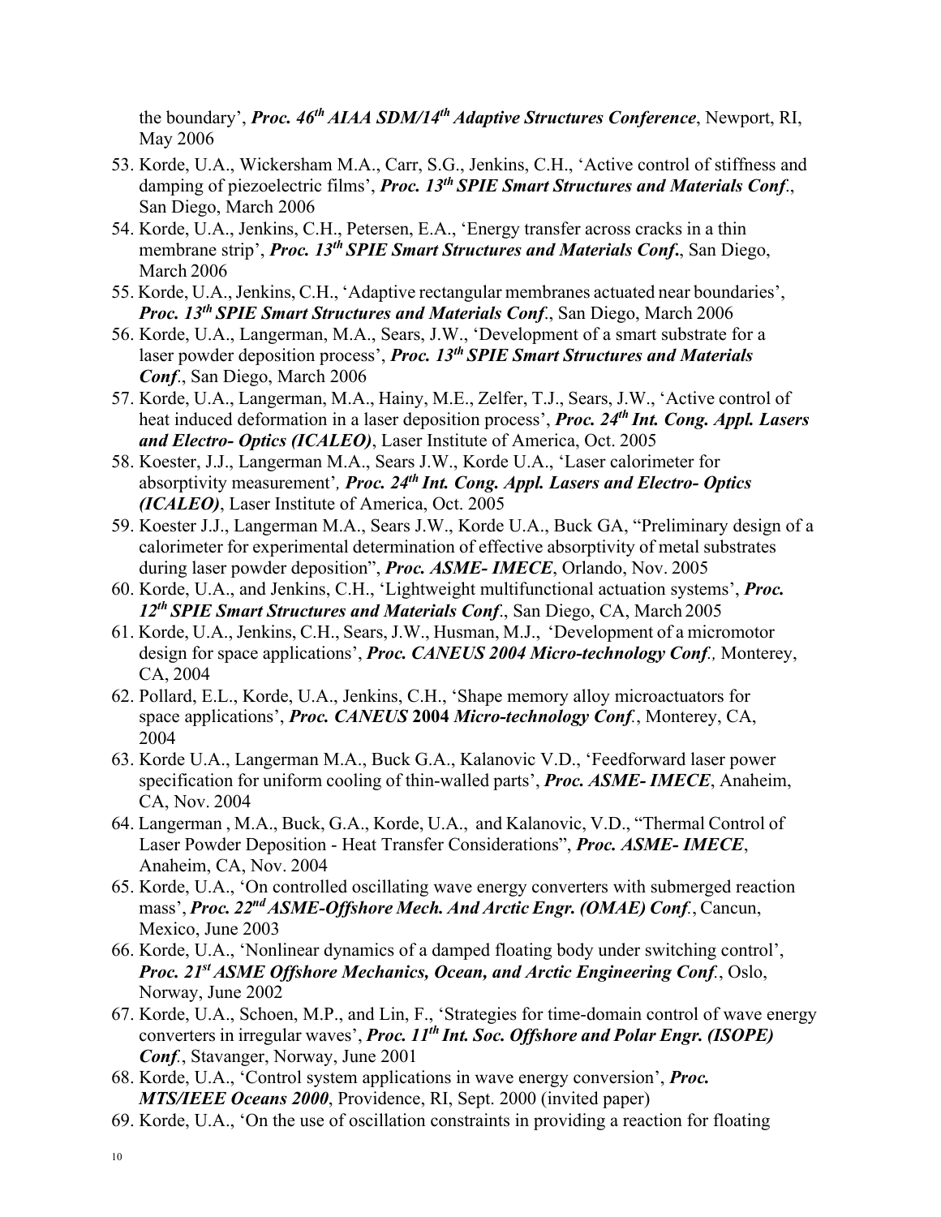the boundary', ***Proc. 46$^{th}$ AIAA SDM/14$^{th}$ Adaptive Structures Conference***, Newport, RI, May 2006

53. Korde, U.A., Wickersham M.A., Carr, S.G., Jenkins, C.H., 'Active control of stiffness and damping of piezoelectric films', ***Proc. 13$^{th}$ SPIE Smart Structures and Materials Conf***., San Diego, March 2006
54. Korde, U.A., Jenkins, C.H., Petersen, E.A., 'Energy transfer across cracks in a thin membrane strip', ***Proc. 13$^{th}$ SPIE Smart Structures and Materials Conf.***, San Diego, March 2006
55. Korde, U.A., Jenkins, C.H., 'Adaptive rectangular membranes actuated near boundaries', ***Proc. 13$^{th}$ SPIE Smart Structures and Materials Conf***., San Diego, March 2006
56. Korde, U.A., Langerman, M.A., Sears, J.W., 'Development of a smart substrate for a laser powder deposition process', ***Proc. 13$^{th}$ SPIE Smart Structures and Materials Conf***., San Diego, March 2006
57. Korde, U.A., Langerman, M.A., Hainy, M.E., Zelfer, T.J., Sears, J.W., 'Active control of heat induced deformation in a laser deposition process', ***Proc. 24$^{th}$ Int. Cong. Appl. Lasers and Electro- Optics (ICALEO)***, Laser Institute of America, Oct. 2005
58. Koester, J.J., Langerman M.A., Sears J.W., Korde U.A., 'Laser calorimeter for absorptivity measurement'*,* ***Proc. 24$^{th}$ Int. Cong. Appl. Lasers and Electro- Optics (ICALEO)***, Laser Institute of America, Oct. 2005
59. Koester J.J., Langerman M.A., Sears J.W., Korde U.A., Buck GA, "Preliminary design of a calorimeter for experimental determination of effective absorptivity of metal substrates during laser powder deposition", ***Proc. ASME- IMECE***, Orlando, Nov. 2005
60. Korde, U.A., and Jenkins, C.H., 'Lightweight multifunctional actuation systems', ***Proc. 12$^{th}$ SPIE Smart Structures and Materials Conf***., San Diego, CA, March 2005
61. Korde, U.A., Jenkins, C.H., Sears, J.W., Husman, M.J., 'Development of a micromotor design for space applications', ***Proc. CANEUS 2004 Micro-technology Conf*.***,* Monterey, CA, 2004
62. Pollard, E.L., Korde, U.A., Jenkins, C.H., 'Shape memory alloy microactuators for space applications', ***Proc. CANEUS* 2004 *Micro-technology Conf***., Monterey, CA, 2004
63. Korde U.A., Langerman M.A., Buck G.A., Kalanovic V.D., 'Feedforward laser power specification for uniform cooling of thin-walled parts', ***Proc. ASME- IMECE***, Anaheim, CA, Nov. 2004
64. Langerman , M.A., Buck, G.A., Korde, U.A., and Kalanovic, V.D., "Thermal Control of Laser Powder Deposition - Heat Transfer Considerations", ***Proc. ASME- IMECE***, Anaheim, CA, Nov. 2004
65. Korde, U.A., 'On controlled oscillating wave energy converters with submerged reaction mass', ***Proc. 22$^{nd}$ ASME-Offshore Mech. And Arctic Engr. (OMAE) Conf***., Cancun, Mexico, June 2003
66. Korde, U.A., 'Nonlinear dynamics of a damped floating body under switching control', ***Proc. 21$^{st}$ ASME Offshore Mechanics, Ocean, and Arctic Engineering Conf***., Oslo, Norway, June 2002
67. Korde, U.A., Schoen, M.P., and Lin, F., 'Strategies for time-domain control of wave energy converters in irregular waves', ***Proc. 11$^{th}$ Int. Soc. Offshore and Polar Engr. (ISOPE) Conf***., Stavanger, Norway, June 2001
68. Korde, U.A., 'Control system applications in wave energy conversion', ***Proc. MTS/IEEE Oceans 2000***, Providence, RI, Sept. 2000 (invited paper)
69. Korde, U.A., 'On the use of oscillation constraints in providing a reaction for floating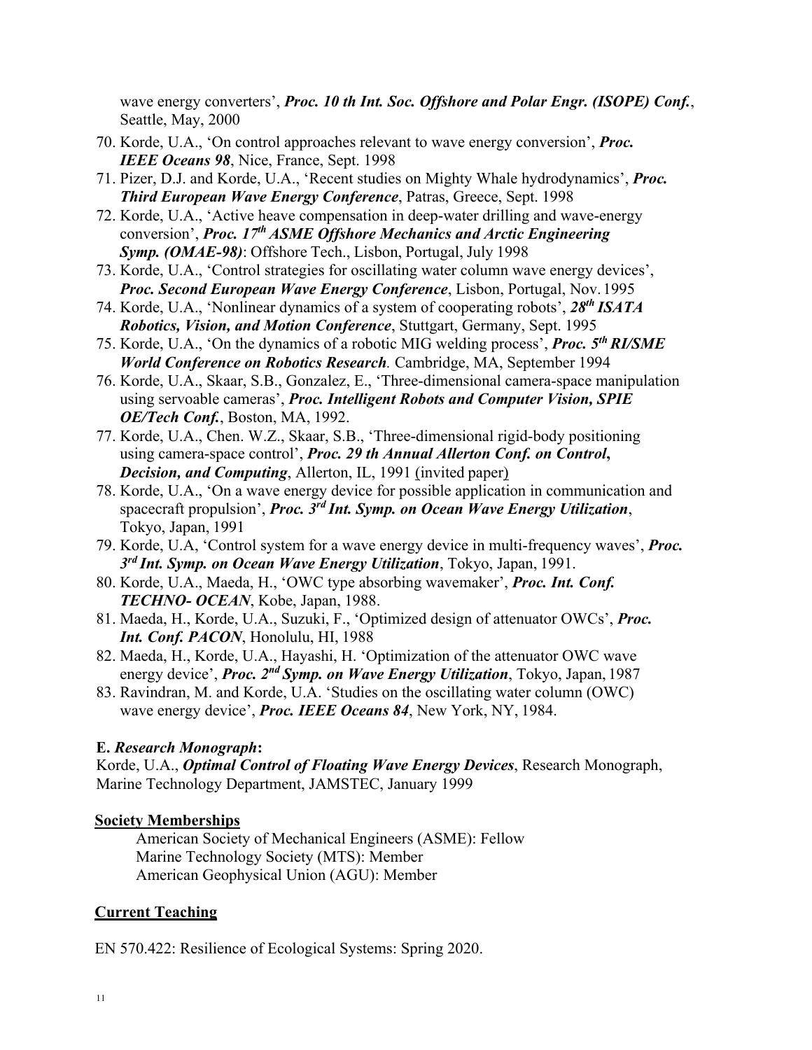wave energy converters', ***Proc. 10 th Int. Soc. Offshore and Polar Engr. (ISOPE) Conf.***, Seattle, May, 2000

70. Korde, U.A., 'On control approaches relevant to wave energy conversion', ***Proc. IEEE Oceans 98***, Nice, France, Sept. 1998
71. Pizer, D.J. and Korde, U.A., 'Recent studies on Mighty Whale hydrodynamics', ***Proc. Third European Wave Energy Conference***, Patras, Greece, Sept. 1998
72. Korde, U.A., 'Active heave compensation in deep-water drilling and wave-energy conversion', ***Proc. 17th ASME Offshore Mechanics and Arctic Engineering Symp. (OMAE-98)***: Offshore Tech., Lisbon, Portugal, July 1998
73. Korde, U.A., 'Control strategies for oscillating water column wave energy devices', ***Proc. Second European Wave Energy Conference***, Lisbon, Portugal, Nov. 1995
74. Korde, U.A., 'Nonlinear dynamics of a system of cooperating robots', ***28th ISATA Robotics, Vision, and Motion Conference***, Stuttgart, Germany, Sept. 1995
75. Korde, U.A., 'On the dynamics of a robotic MIG welding process', ***Proc. 5th RI/SME World Conference on Robotics Research***. Cambridge, MA, September 1994
76. Korde, U.A., Skaar, S.B., Gonzalez, E., 'Three-dimensional camera-space manipulation using servoable cameras', ***Proc. Intelligent Robots and Computer Vision, SPIE OE/Tech Conf.***, Boston, MA, 1992.
77. Korde, U.A., Chen. W.Z., Skaar, S.B., 'Three-dimensional rigid-body positioning using camera-space control', ***Proc. 29 th Annual Allerton Conf. on Control, Decision, and Computing***, Allerton, IL, 1991 (invited paper)
78. Korde, U.A., 'On a wave energy device for possible application in communication and spacecraft propulsion', ***Proc. 3rd Int. Symp. on Ocean Wave Energy Utilization***, Tokyo, Japan, 1991
79. Korde, U.A, 'Control system for a wave energy device in multi-frequency waves', ***Proc. 3rd Int. Symp. on Ocean Wave Energy Utilization***, Tokyo, Japan, 1991.
80. Korde, U.A., Maeda, H., 'OWC type absorbing wavemaker', ***Proc. Int. Conf. TECHNO- OCEAN***, Kobe, Japan, 1988.
81. Maeda, H., Korde, U.A., Suzuki, F., 'Optimized design of attenuator OWCs', ***Proc. Int. Conf. PACON***, Honolulu, HI, 1988
82. Maeda, H., Korde, U.A., Hayashi, H. 'Optimization of the attenuator OWC wave energy device', ***Proc. 2nd Symp. on Wave Energy Utilization***, Tokyo, Japan, 1987
83. Ravindran, M. and Korde, U.A. 'Studies on the oscillating water column (OWC) wave energy device', ***Proc. IEEE Oceans 84***, New York, NY, 1984.

**E. *Research Monograph*:**

Korde, U.A., ***Optimal Control of Floating Wave Energy Devices***, Research Monograph, Marine Technology Department, JAMSTEC, January 1999

## Society Memberships

American Society of Mechanical Engineers (ASME): Fellow
Marine Technology Society (MTS): Member
American Geophysical Union (AGU): Member

## Current Teaching

EN 570.422: Resilience of Ecological Systems: Spring 2020.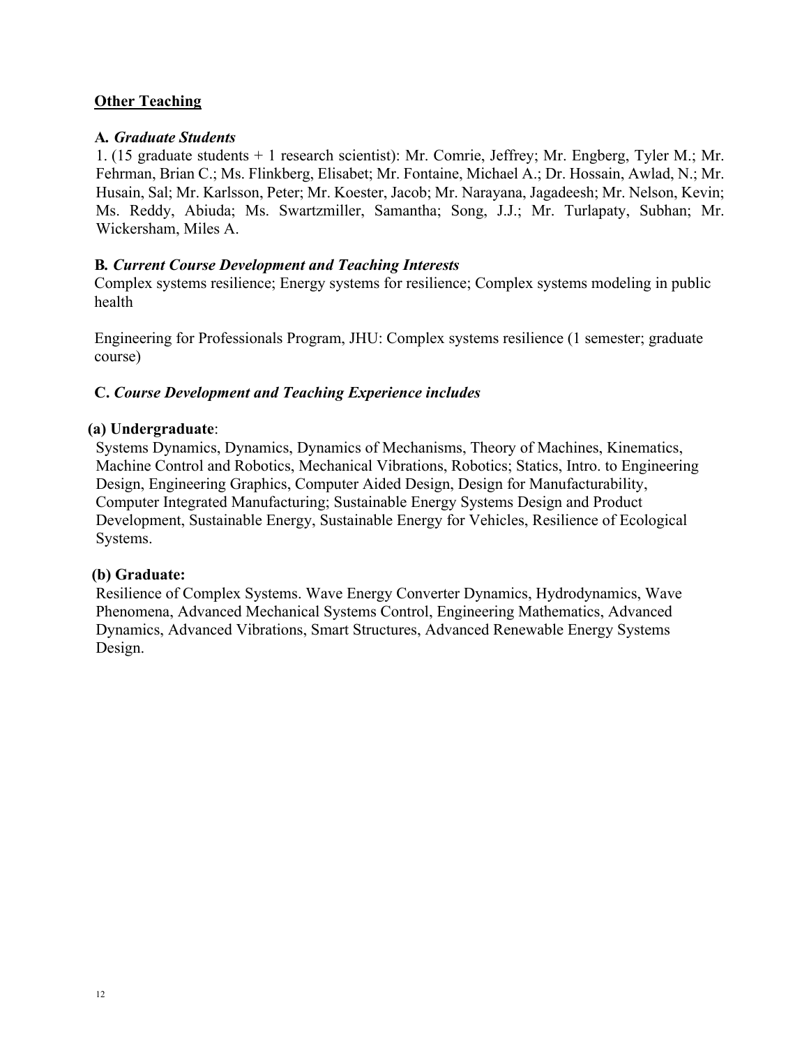## Other Teaching

**A.** ***Graduate Students***

1. (15 graduate students + 1 research scientist): Mr. Comrie, Jeffrey; Mr. Engberg, Tyler M.; Mr. Fehrman, Brian C.; Ms. Flinkberg, Elisabet; Mr. Fontaine, Michael A.; Dr. Hossain, Awlad, N.; Mr. Husain, Sal; Mr. Karlsson, Peter; Mr. Koester, Jacob; Mr. Narayana, Jagadeesh; Mr. Nelson, Kevin; Ms. Reddy, Abiuda; Ms. Swartzmiller, Samantha; Song, J.J.; Mr. Turlapaty, Subhan; Mr. Wickersham, Miles A.

**B.** ***Current Course Development and Teaching Interests***

Complex systems resilience; Energy systems for resilience; Complex systems modeling in public health

Engineering for Professionals Program, JHU: Complex systems resilience (1 semester; graduate course)

**C.** ***Course Development and Teaching Experience includes***

**(a) Undergraduate**:

Systems Dynamics, Dynamics, Dynamics of Mechanisms, Theory of Machines, Kinematics, Machine Control and Robotics, Mechanical Vibrations, Robotics; Statics, Intro. to Engineering Design, Engineering Graphics, Computer Aided Design, Design for Manufacturability, Computer Integrated Manufacturing; Sustainable Energy Systems Design and Product Development, Sustainable Energy, Sustainable Energy for Vehicles, Resilience of Ecological Systems.

**(b) Graduate:**

Resilience of Complex Systems. Wave Energy Converter Dynamics, Hydrodynamics, Wave Phenomena, Advanced Mechanical Systems Control, Engineering Mathematics, Advanced Dynamics, Advanced Vibrations, Smart Structures, Advanced Renewable Energy Systems Design.